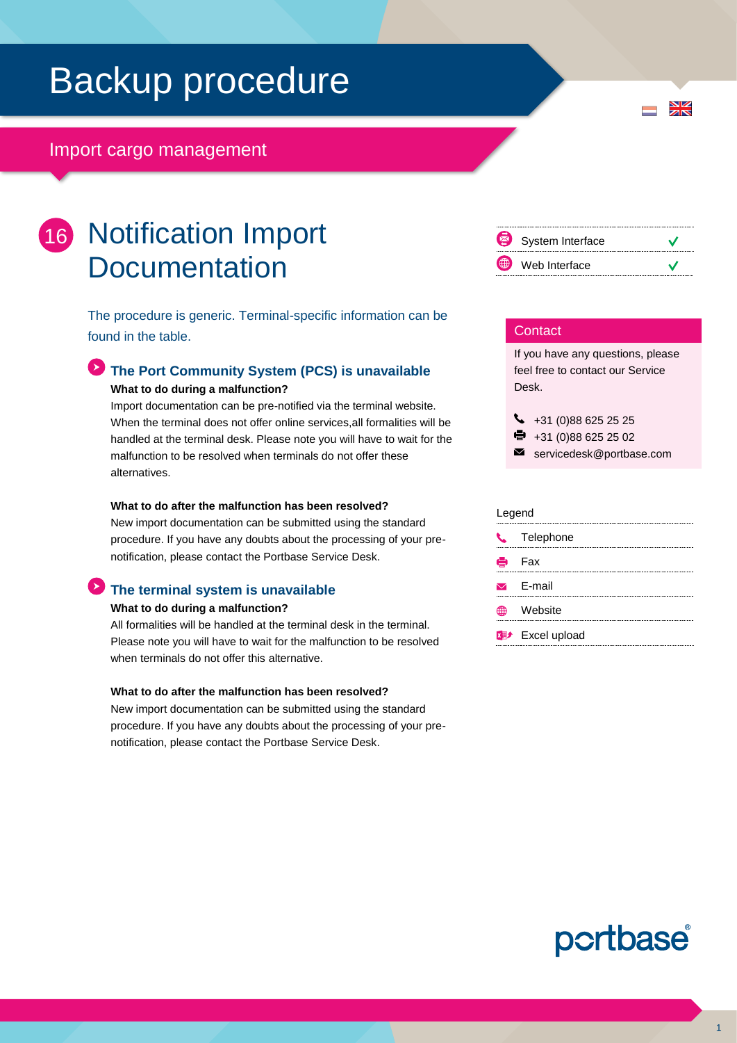# Backup procedure

## Import cargo management

## 16 Notification Import Documentation

| | |
|---|---|
| System Interface | ✓ |
| Web Interface | ✓ |

The procedure is generic. Terminal-specific information can be found in the table.

### The Port Community System (PCS) is unavailable

**What to do during a malfunction?**

Import documentation can be pre-notified via the terminal website. When the terminal does not offer online services,all formalities will be handled at the terminal desk. Please note you will have to wait for the malfunction to be resolved when terminals do not offer these alternatives.

**What to do after the malfunction has been resolved?**

New import documentation can be submitted using the standard procedure. If you have any doubts about the processing of your pre-notification, please contact the Portbase Service Desk.

### The terminal system is unavailable

**What to do during a malfunction?**

All formalities will be handled at the terminal desk in the terminal. Please note you will have to wait for the malfunction to be resolved when terminals do not offer this alternative.

**What to do after the malfunction has been resolved?**

New import documentation can be submitted using the standard procedure. If you have any doubts about the processing of your pre-notification, please contact the Portbase Service Desk.

### Contact

If you have any questions, please feel free to contact our Service Desk.

- Telephone: +31 (0)88 625 25 25
- Fax: +31 (0)88 625 25 02
- E-mail: servicedesk@portbase.com

### Legend

- Telephone
- Fax
- E-mail
- Website
- Excel upload

portbase®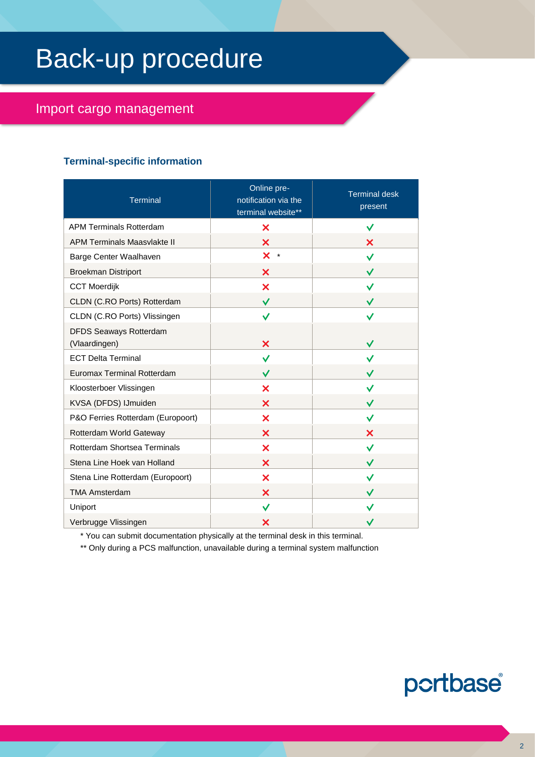# Back-up procedure

## Import cargo management

### Terminal-specific information

| Terminal | Online pre-notification via the terminal website** | Terminal desk present |
|---|---|---|
| APM Terminals Rotterdam | ✗ | ✓ |
| APM Terminals Maasvlakte II | ✗ | ✗ |
| Barge Center Waalhaven | ✗ * | ✓ |
| Broekman Distriport | ✗ | ✓ |
| CCT Moerdijk | ✗ | ✓ |
| CLDN (C.RO Ports) Rotterdam | ✓ | ✓ |
| CLDN (C.RO Ports) Vlissingen | ✓ | ✓ |
| DFDS Seaways Rotterdam (Vlaardingen) | ✗ | ✓ |
| ECT Delta Terminal | ✓ | ✓ |
| Euromax Terminal Rotterdam | ✓ | ✓ |
| Kloosterboer Vlissingen | ✗ | ✓ |
| KVSA (DFDS) IJmuiden | ✗ | ✓ |
| P&O Ferries Rotterdam (Europoort) | ✗ | ✓ |
| Rotterdam World Gateway | ✗ | ✗ |
| Rotterdam Shortsea Terminals | ✗ | ✓ |
| Stena Line Hoek van Holland | ✗ | ✓ |
| Stena Line Rotterdam (Europoort) | ✗ | ✓ |
| TMA Amsterdam | ✗ | ✓ |
| Uniport | ✓ | ✓ |
| Verbrugge Vlissingen | ✗ | ✓ |

* You can submit documentation physically at the terminal desk in this terminal.

** Only during a PCS malfunction, unavailable during a terminal system malfunction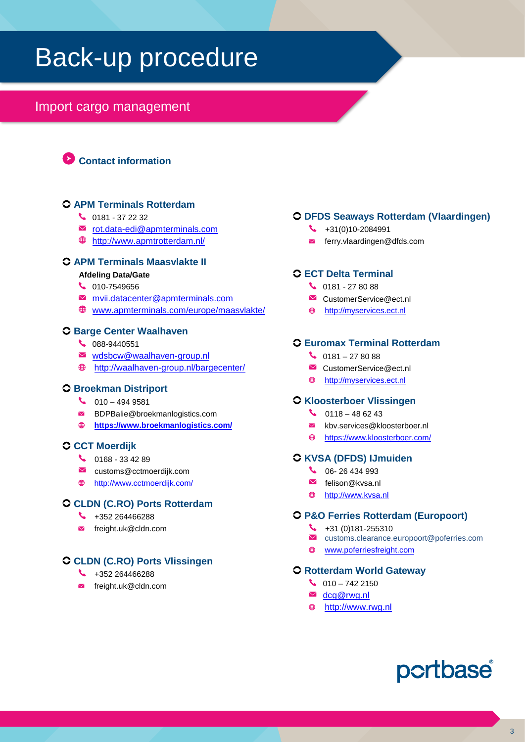# Back-up procedure

## Import cargo management

### Contact information

**APM Terminals Rotterdam**

- 0181 - 37 22 32
- rot.data-edi@apmterminals.com
- http://www.apmtrotterdam.nl/

**APM Terminals Maasvlakte II**

**Afdeling Data/Gate**

- 010-7549656
- mvii.datacenter@apmterminals.com
- www.apmterminals.com/europe/maasvlakte/

**Barge Center Waalhaven**

- 088-9440551
- wdsbcw@waalhaven-group.nl
- http://waalhaven-group.nl/bargecenter/

**Broekman Distriport**

- 010 – 494 9581
- BDPBalie@broekmanlogistics.com
- **https://www.broekmanlogistics.com/**

**CCT Moerdijk**

- 0168 - 33 42 89
- customs@cctmoerdijk.com
- http://www.cctmoerdijk.com/

**CLDN (C.RO) Ports Rotterdam**

- +352 264466288
- freight.uk@cldn.com

**CLDN (C.RO) Ports Vlissingen**

- +352 264466288
- freight.uk@cldn.com

**DFDS Seaways Rotterdam (Vlaardingen)**

- +31(0)10-2084991
- ferry.vlaardingen@dfds.com

**ECT Delta Terminal**

- 0181 - 27 80 88
- CustomerService@ect.nl
- http://myservices.ect.nl

**Euromax Terminal Rotterdam**

- 0181 – 27 80 88
- CustomerService@ect.nl
- http://myservices.ect.nl

**Kloosterboer Vlissingen**

- 0118 – 48 62 43
- kbv.services@kloosterboer.nl
- https://www.kloosterboer.com/

**KVSA (DFDS) IJmuiden**

- 06- 26 434 993
- felison@kvsa.nl
- http://www.kvsa.nl

**P&O Ferries Rotterdam (Europoort)**

- +31 (0)181-255310
- customs.clearance.europoort@poferries.com
- www.poferriesfreight.com

**Rotterdam World Gateway**

- 010 – 742 2150
- dcg@rwg.nl
- http://www.rwg.nl

portbase®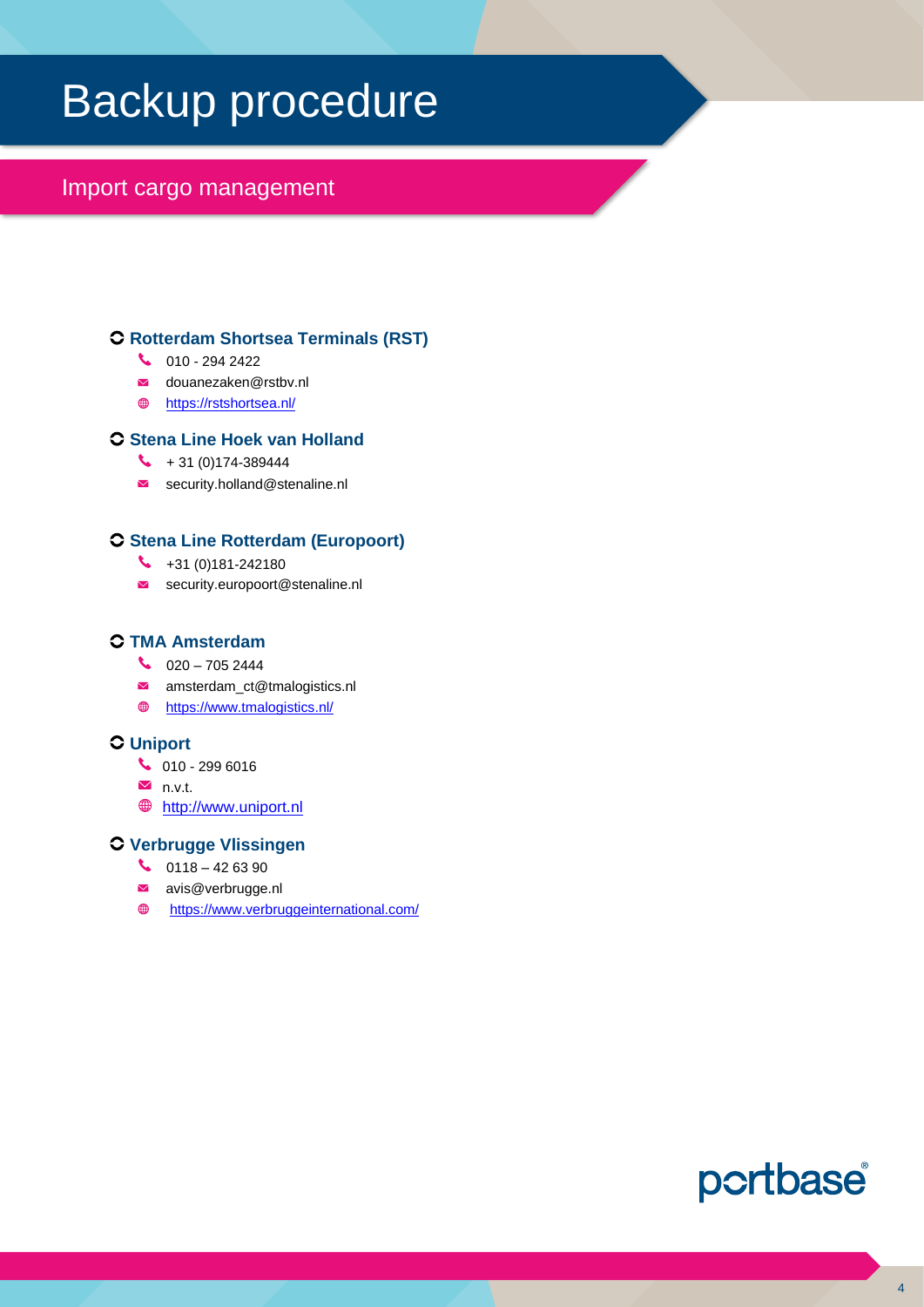# Backup procedure

## Import cargo management

### Rotterdam Shortsea Terminals (RST)

- 010 - 294 2422
- douanezaken@rstbv.nl
- https://rstshortsea.nl/

### Stena Line Hoek van Holland

- + 31 (0)174-389444
- security.holland@stenaline.nl

### Stena Line Rotterdam (Europoort)

- +31 (0)181-242180
- security.europoort@stenaline.nl

### TMA Amsterdam

- 020 – 705 2444
- amsterdam_ct@tmalogistics.nl
- https://www.tmalogistics.nl/

### Uniport

- 010 - 299 6016
- n.v.t.
- http://www.uniport.nl

### Verbrugge Vlissingen

- 0118 – 42 63 90
- avis@verbrugge.nl
- https://www.verbruggeinternational.com/

portbase®